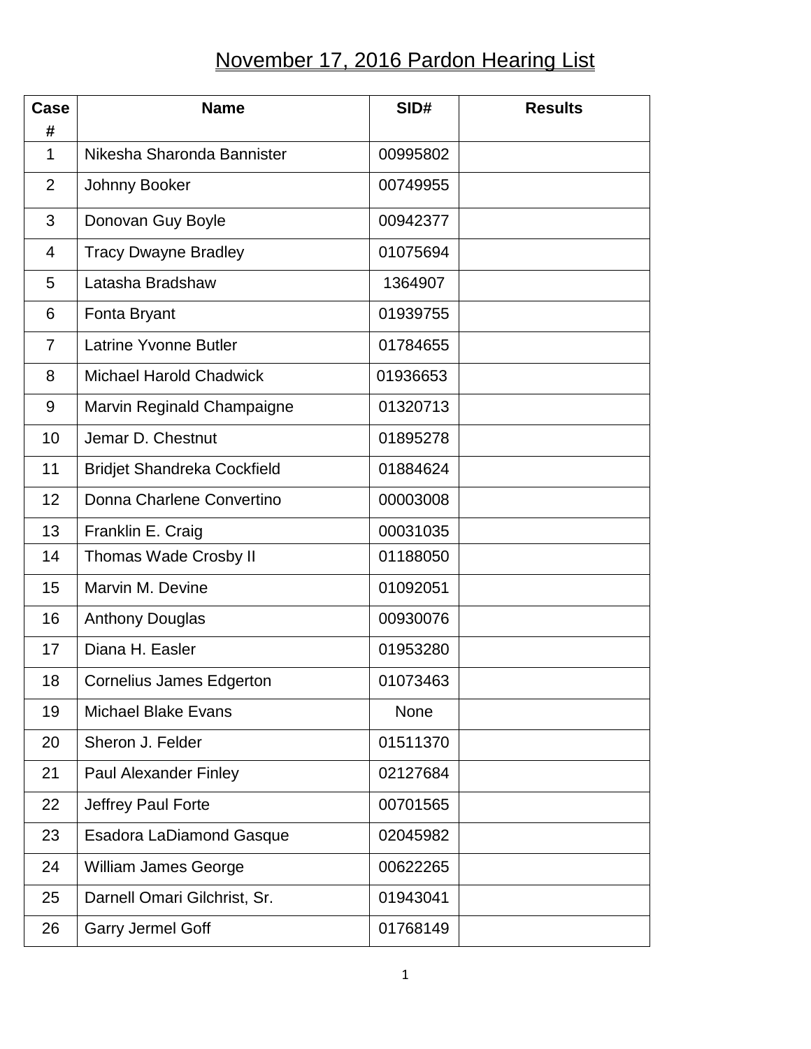# November 17, 2016 Pardon Hearing List

| Case # | Name | SID# | Results |
|---|---|---|---|
| 1 | Nikesha Sharonda Bannister | 00995802 | |
| 2 | Johnny Booker | 00749955 | |
| 3 | Donovan Guy Boyle | 00942377 | |
| 4 | Tracy Dwayne Bradley | 01075694 | |
| 5 | Latasha Bradshaw | 1364907 | |
| 6 | Fonta Bryant | 01939755 | |
| 7 | Latrine Yvonne Butler | 01784655 | |
| 8 | Michael Harold Chadwick | 01936653 | |
| 9 | Marvin Reginald Champaigne | 01320713 | |
| 10 | Jemar D. Chestnut | 01895278 | |
| 11 | Bridjet Shandreka Cockfield | 01884624 | |
| 12 | Donna Charlene Convertino | 00003008 | |
| 13 | Franklin E. Craig | 00031035 | |
| 14 | Thomas Wade Crosby II | 01188050 | |
| 15 | Marvin M. Devine | 01092051 | |
| 16 | Anthony Douglas | 00930076 | |
| 17 | Diana H. Easler | 01953280 | |
| 18 | Cornelius James Edgerton | 01073463 | |
| 19 | Michael Blake Evans | None | |
| 20 | Sheron J. Felder | 01511370 | |
| 21 | Paul Alexander Finley | 02127684 | |
| 22 | Jeffrey Paul Forte | 00701565 | |
| 23 | Esadora LaDiamond Gasque | 02045982 | |
| 24 | William James George | 00622265 | |
| 25 | Darnell Omari Gilchrist, Sr. | 01943041 | |
| 26 | Garry Jermel Goff | 01768149 | |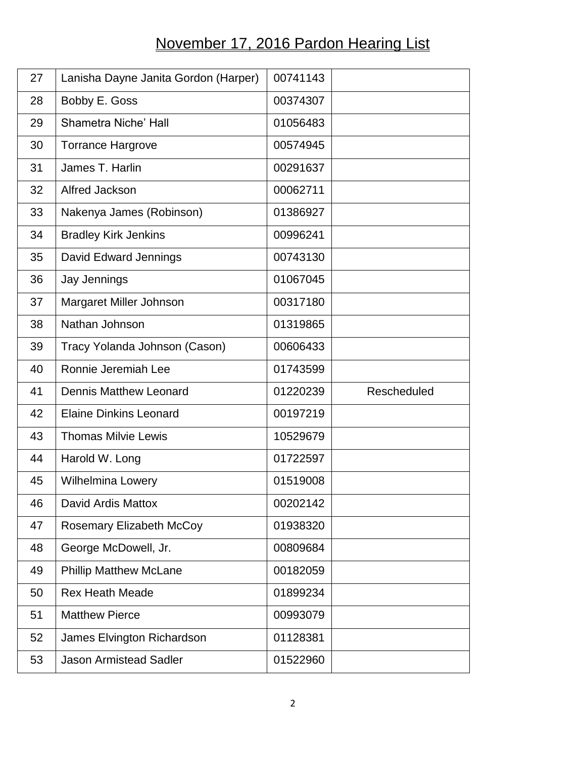# November 17, 2016 Pardon Hearing List

| | | | |
|---|---|---|---|
| 27 | Lanisha Dayne Janita Gordon (Harper) | 00741143 | |
| 28 | Bobby E. Goss | 00374307 | |
| 29 | Shametra Niche' Hall | 01056483 | |
| 30 | Torrance Hargrove | 00574945 | |
| 31 | James T. Harlin | 00291637 | |
| 32 | Alfred Jackson | 00062711 | |
| 33 | Nakenya James (Robinson) | 01386927 | |
| 34 | Bradley Kirk Jenkins | 00996241 | |
| 35 | David Edward Jennings | 00743130 | |
| 36 | Jay Jennings | 01067045 | |
| 37 | Margaret Miller Johnson | 00317180 | |
| 38 | Nathan Johnson | 01319865 | |
| 39 | Tracy Yolanda Johnson (Cason) | 00606433 | |
| 40 | Ronnie Jeremiah Lee | 01743599 | |
| 41 | Dennis Matthew Leonard | 01220239 | Rescheduled |
| 42 | Elaine Dinkins Leonard | 00197219 | |
| 43 | Thomas Milvie Lewis | 10529679 | |
| 44 | Harold W. Long | 01722597 | |
| 45 | Wilhelmina Lowery | 01519008 | |
| 46 | David Ardis Mattox | 00202142 | |
| 47 | Rosemary Elizabeth McCoy | 01938320 | |
| 48 | George McDowell, Jr. | 00809684 | |
| 49 | Phillip Matthew McLane | 00182059 | |
| 50 | Rex Heath Meade | 01899234 | |
| 51 | Matthew Pierce | 00993079 | |
| 52 | James Elvington Richardson | 01128381 | |
| 53 | Jason Armistead Sadler | 01522960 | |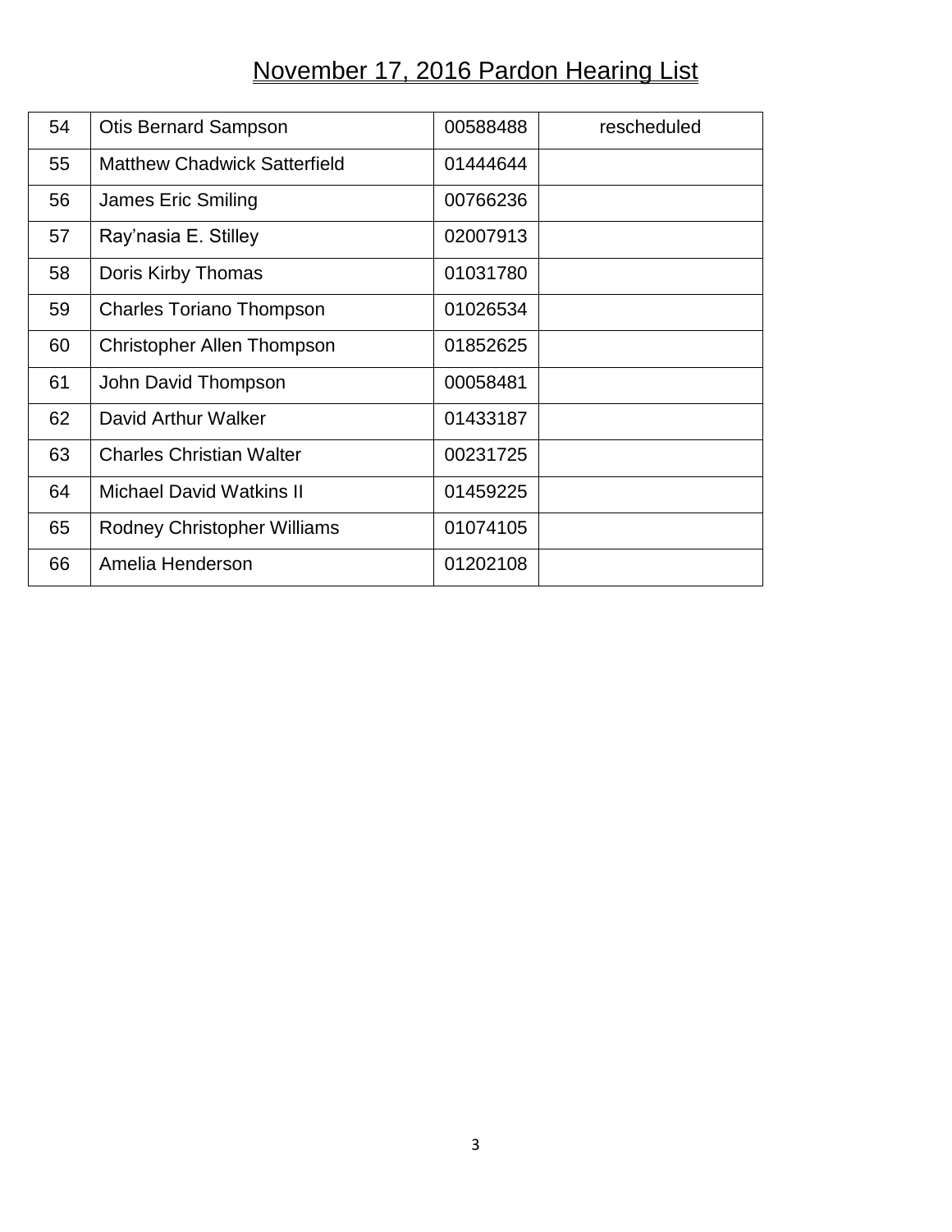# November 17, 2016 Pardon Hearing List

| | | | |
|---|---|---|---|
| 54 | Otis Bernard Sampson | 00588488 | rescheduled |
| 55 | Matthew Chadwick Satterfield | 01444644 | |
| 56 | James Eric Smiling | 00766236 | |
| 57 | Ray'nasia E. Stilley | 02007913 | |
| 58 | Doris Kirby Thomas | 01031780 | |
| 59 | Charles Toriano Thompson | 01026534 | |
| 60 | Christopher Allen Thompson | 01852625 | |
| 61 | John David Thompson | 00058481 | |
| 62 | David Arthur Walker | 01433187 | |
| 63 | Charles Christian Walter | 00231725 | |
| 64 | Michael David Watkins II | 01459225 | |
| 65 | Rodney Christopher Williams | 01074105 | |
| 66 | Amelia Henderson | 01202108 | |